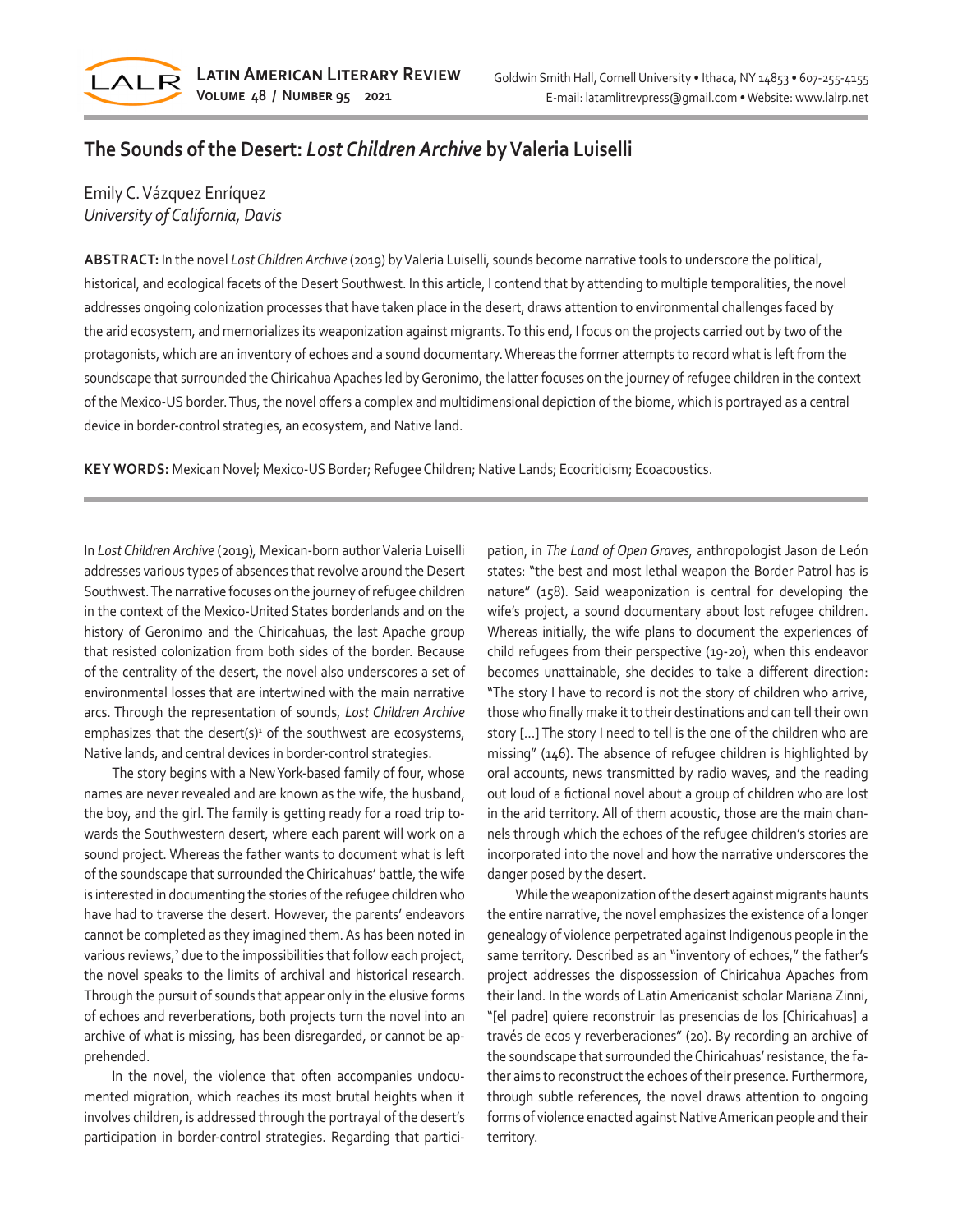# The Sounds of the Desert: *Lost Children Archive* by Valeria Luiselli

Emily C. Vázquez Enríquez
*University of California, Davis*

**ABSTRACT:** In the novel *Lost Children Archive* (2019) by Valeria Luiselli, sounds become narrative tools to underscore the political, historical, and ecological facets of the Desert Southwest. In this article, I contend that by attending to multiple temporalities, the novel addresses ongoing colonization processes that have taken place in the desert, draws attention to environmental challenges faced by the arid ecosystem, and memorializes its weaponization against migrants. To this end, I focus on the projects carried out by two of the protagonists, which are an inventory of echoes and a sound documentary. Whereas the former attempts to record what is left from the soundscape that surrounded the Chiricahua Apaches led by Geronimo, the latter focuses on the journey of refugee children in the context of the Mexico-US border. Thus, the novel offers a complex and multidimensional depiction of the biome, which is portrayed as a central device in border-control strategies, an ecosystem, and Native land.

**KEY WORDS:** Mexican Novel; Mexico-US Border; Refugee Children; Native Lands; Ecocriticism; Ecoacoustics.

In *Lost Children Archive* (2019), Mexican-born author Valeria Luiselli addresses various types of absences that revolve around the Desert Southwest. The narrative focuses on the journey of refugee children in the context of the Mexico-United States borderlands and on the history of Geronimo and the Chiricahuas, the last Apache group that resisted colonization from both sides of the border. Because of the centrality of the desert, the novel also underscores a set of environmental losses that are intertwined with the main narrative arcs. Through the representation of sounds, *Lost Children Archive* emphasizes that the desert(s)[1] of the southwest are ecosystems, Native lands, and central devices in border-control strategies.

The story begins with a New York-based family of four, whose names are never revealed and are known as the wife, the husband, the boy, and the girl. The family is getting ready for a road trip towards the Southwestern desert, where each parent will work on a sound project. Whereas the father wants to document what is left of the soundscape that surrounded the Chiricahuas' battle, the wife is interested in documenting the stories of the refugee children who have had to traverse the desert. However, the parents' endeavors cannot be completed as they imagined them. As has been noted in various reviews,[2] due to the impossibilities that follow each project, the novel speaks to the limits of archival and historical research. Through the pursuit of sounds that appear only in the elusive forms of echoes and reverberations, both projects turn the novel into an archive of what is missing, has been disregarded, or cannot be apprehended.

In the novel, the violence that often accompanies undocumented migration, which reaches its most brutal heights when it involves children, is addressed through the portrayal of the desert's participation in border-control strategies. Regarding that participation, in *The Land of Open Graves,* anthropologist Jason de León states: "the best and most lethal weapon the Border Patrol has is nature" (158). Said weaponization is central for developing the wife's project, a sound documentary about lost refugee children. Whereas initially, the wife plans to document the experiences of child refugees from their perspective (19-20), when this endeavor becomes unattainable, she decides to take a different direction: "The story I have to record is not the story of children who arrive, those who finally make it to their destinations and can tell their own story [...] The story I need to tell is the one of the children who are missing" (146). The absence of refugee children is highlighted by oral accounts, news transmitted by radio waves, and the reading out loud of a fictional novel about a group of children who are lost in the arid territory. All of them acoustic, those are the main channels through which the echoes of the refugee children's stories are incorporated into the novel and how the narrative underscores the danger posed by the desert.

While the weaponization of the desert against migrants haunts the entire narrative, the novel emphasizes the existence of a longer genealogy of violence perpetrated against Indigenous people in the same territory. Described as an "inventory of echoes," the father's project addresses the dispossession of Chiricahua Apaches from their land. In the words of Latin Americanist scholar Mariana Zinni, "[el padre] quiere reconstruir las presencias de los [Chiricahuas] a través de ecos y reverberaciones" (20). By recording an archive of the soundscape that surrounded the Chiricahuas' resistance, the father aims to reconstruct the echoes of their presence. Furthermore, through subtle references, the novel draws attention to ongoing forms of violence enacted against Native American people and their territory.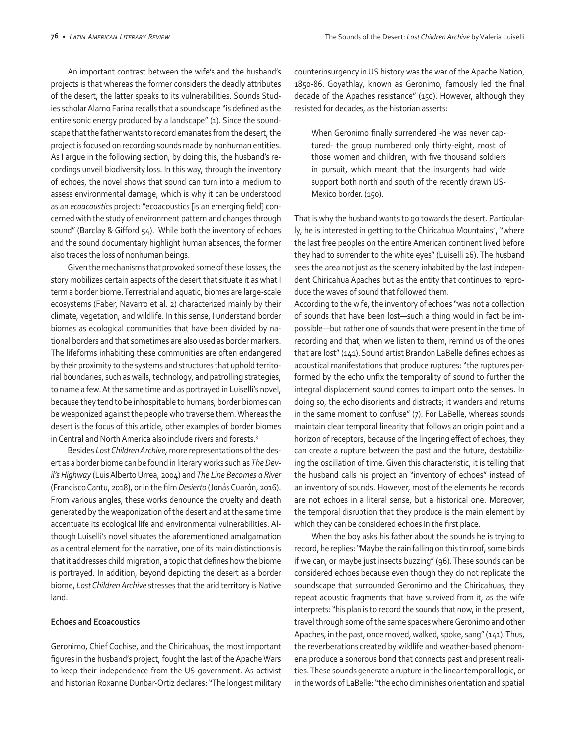An important contrast between the wife's and the husband's projects is that whereas the former considers the deadly attributes of the desert, the latter speaks to its vulnerabilities. Sounds Studies scholar Alamo Farina recalls that a soundscape "is defined as the entire sonic energy produced by a landscape" (1). Since the soundscape that the father wants to record emanates from the desert, the project is focused on recording sounds made by nonhuman entities. As I argue in the following section, by doing this, the husband's recordings unveil biodiversity loss. In this way, through the inventory of echoes, the novel shows that sound can turn into a medium to assess environmental damage, which is why it can be understood as an *ecoacoustics* project: "ecoacoustics [is an emerging field] concerned with the study of environment pattern and changes through sound" (Barclay & Gifford 54). While both the inventory of echoes and the sound documentary highlight human absences, the former also traces the loss of nonhuman beings.

Given the mechanisms that provoked some of these losses, the story mobilizes certain aspects of the desert that situate it as what I term a border biome. Terrestrial and aquatic, biomes are large-scale ecosystems (Faber, Navarro et al. 2) characterized mainly by their climate, vegetation, and wildlife. In this sense, I understand border biomes as ecological communities that have been divided by national borders and that sometimes are also used as border markers. The lifeforms inhabiting these communities are often endangered by their proximity to the systems and structures that uphold territorial boundaries, such as walls, technology, and patrolling strategies, to name a few. At the same time and as portrayed in Luiselli's novel, because they tend to be inhospitable to humans, border biomes can be weaponized against the people who traverse them. Whereas the desert is the focus of this article, other examples of border biomes in Central and North America also include rivers and forests.[3]

Besides *Lost Children Archive*, more representations of the desert as a border biome can be found in literary works such as *The Devil's Highway* (Luis Alberto Urrea, 2004) and *The Line Becomes a River* (Francisco Cantu, 2018), or in the film *Desierto* (Jonás Cuarón, 2016). From various angles, these works denounce the cruelty and death generated by the weaponization of the desert and at the same time accentuate its ecological life and environmental vulnerabilities. Although Luiselli's novel situates the aforementioned amalgamation as a central element for the narrative, one of its main distinctions is that it addresses child migration, a topic that defines how the biome is portrayed. In addition, beyond depicting the desert as a border biome, *Lost Children Archive* stresses that the arid territory is Native land.

**Echoes and Ecoacoustics**

Geronimo, Chief Cochise, and the Chiricahuas, the most important figures in the husband's project, fought the last of the Apache Wars to keep their independence from the US government. As activist and historian Roxanne Dunbar-Ortiz declares: "The longest military counterinsurgency in US history was the war of the Apache Nation, 1850-86. Goyathlay, known as Geronimo, famously led the final decade of the Apaches resistance" (150). However, although they resisted for decades, as the historian asserts:

> When Geronimo finally surrendered -he was never captured- the group numbered only thirty-eight, most of those women and children, with five thousand soldiers in pursuit, which meant that the insurgents had wide support both north and south of the recently drawn US-Mexico border. (150).

That is why the husband wants to go towards the desert. Particularly, he is interested in getting to the Chiricahua Mountains[4], "where the last free peoples on the entire American continent lived before they had to surrender to the white eyes" (Luiselli 26). The husband sees the area not just as the scenery inhabited by the last independent Chiricahua Apaches but as the entity that continues to reproduce the waves of sound that followed them.

According to the wife, the inventory of echoes "was not a collection of sounds that have been lost—such a thing would in fact be impossible—but rather one of sounds that were present in the time of recording and that, when we listen to them, remind us of the ones that are lost" (141). Sound artist Brandon LaBelle defines echoes as acoustical manifestations that produce ruptures: "the ruptures performed by the echo unfix the temporality of sound to further the integral displacement sound comes to impart onto the senses. In doing so, the echo disorients and distracts; it wanders and returns in the same moment to confuse" (7). For LaBelle, whereas sounds maintain clear temporal linearity that follows an origin point and a horizon of receptors, because of the lingering effect of echoes, they can create a rupture between the past and the future, destabilizing the oscillation of time. Given this characteristic, it is telling that the husband calls his project an "inventory of echoes" instead of an inventory of sounds. However, most of the elements he records are not echoes in a literal sense, but a historical one. Moreover, the temporal disruption that they produce is the main element by which they can be considered echoes in the first place.

When the boy asks his father about the sounds he is trying to record, he replies: "Maybe the rain falling on this tin roof, some birds if we can, or maybe just insects buzzing" (96). These sounds can be considered echoes because even though they do not replicate the soundscape that surrounded Geronimo and the Chiricahuas, they repeat acoustic fragments that have survived from it, as the wife interprets: "his plan is to record the sounds that now, in the present, travel through some of the same spaces where Geronimo and other Apaches, in the past, once moved, walked, spoke, sang" (141). Thus, the reverberations created by wildlife and weather-based phenomena produce a sonorous bond that connects past and present realities. These sounds generate a rupture in the linear temporal logic, or in the words of LaBelle: "the echo diminishes orientation and spatial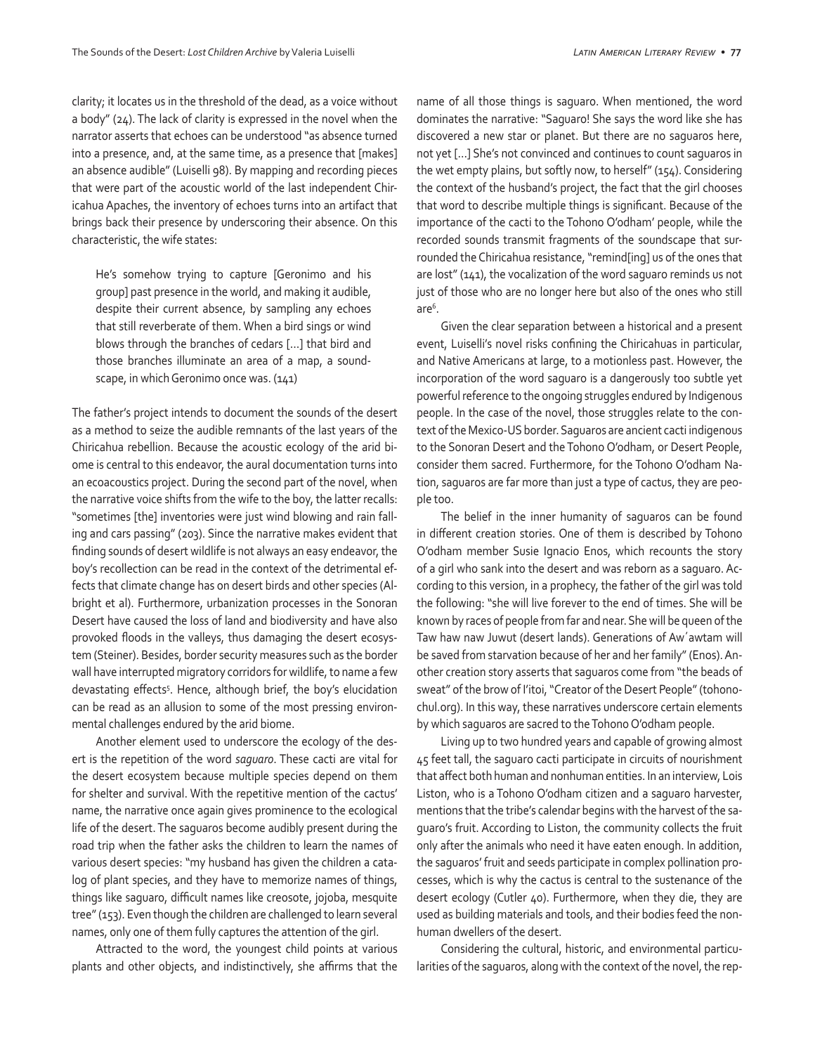clarity; it locates us in the threshold of the dead, as a voice without a body" (24). The lack of clarity is expressed in the novel when the narrator asserts that echoes can be understood "as absence turned into a presence, and, at the same time, as a presence that [makes] an absence audible" (Luiselli 98). By mapping and recording pieces that were part of the acoustic world of the last independent Chiricahua Apaches, the inventory of echoes turns into an artifact that brings back their presence by underscoring their absence. On this characteristic, the wife states:

> He's somehow trying to capture [Geronimo and his group] past presence in the world, and making it audible, despite their current absence, by sampling any echoes that still reverberate of them. When a bird sings or wind blows through the branches of cedars [...] that bird and those branches illuminate an area of a map, a soundscape, in which Geronimo once was. (141)

The father's project intends to document the sounds of the desert as a method to seize the audible remnants of the last years of the Chiricahua rebellion. Because the acoustic ecology of the arid biome is central to this endeavor, the aural documentation turns into an ecoacoustics project. During the second part of the novel, when the narrative voice shifts from the wife to the boy, the latter recalls: "sometimes [the] inventories were just wind blowing and rain falling and cars passing" (203). Since the narrative makes evident that finding sounds of desert wildlife is not always an easy endeavor, the boy's recollection can be read in the context of the detrimental effects that climate change has on desert birds and other species (Albright et al). Furthermore, urbanization processes in the Sonoran Desert have caused the loss of land and biodiversity and have also provoked floods in the valleys, thus damaging the desert ecosystem (Steiner). Besides, border security measures such as the border wall have interrupted migratory corridors for wildlife, to name a few devastating effects[5]. Hence, although brief, the boy's elucidation can be read as an allusion to some of the most pressing environmental challenges endured by the arid biome.

Another element used to underscore the ecology of the desert is the repetition of the word *saguaro*. These cacti are vital for the desert ecosystem because multiple species depend on them for shelter and survival. With the repetitive mention of the cactus' name, the narrative once again gives prominence to the ecological life of the desert. The saguaros become audibly present during the road trip when the father asks the children to learn the names of various desert species: "my husband has given the children a catalog of plant species, and they have to memorize names of things, things like saguaro, difficult names like creosote, jojoba, mesquite tree" (153). Even though the children are challenged to learn several names, only one of them fully captures the attention of the girl.

Attracted to the word, the youngest child points at various plants and other objects, and indistinctively, she affirms that the name of all those things is saguaro. When mentioned, the word dominates the narrative: "Saguaro! She says the word like she has discovered a new star or planet. But there are no saguaros here, not yet [...] She's not convinced and continues to count saguaros in the wet empty plains, but softly now, to herself" (154). Considering the context of the husband's project, the fact that the girl chooses that word to describe multiple things is significant. Because of the importance of the cacti to the Tohono O'odham' people, while the recorded sounds transmit fragments of the soundscape that surrounded the Chiricahua resistance, "remind[ing] us of the ones that are lost" (141), the vocalization of the word saguaro reminds us not just of those who are no longer here but also of the ones who still are[6].

Given the clear separation between a historical and a present event, Luiselli's novel risks confining the Chiricahuas in particular, and Native Americans at large, to a motionless past. However, the incorporation of the word saguaro is a dangerously too subtle yet powerful reference to the ongoing struggles endured by Indigenous people. In the case of the novel, those struggles relate to the context of the Mexico-US border. Saguaros are ancient cacti indigenous to the Sonoran Desert and the Tohono O'odham, or Desert People, consider them sacred. Furthermore, for the Tohono O'odham Nation, saguaros are far more than just a type of cactus, they are people too.

The belief in the inner humanity of saguaros can be found in different creation stories. One of them is described by Tohono O'odham member Susie Ignacio Enos, which recounts the story of a girl who sank into the desert and was reborn as a saguaro. According to this version, in a prophecy, the father of the girl was told the following: "she will live forever to the end of times. She will be known by races of people from far and near. She will be queen of the Taw haw naw Juwut (desert lands). Generations of Aw´awtam will be saved from starvation because of her and her family" (Enos). Another creation story asserts that saguaros come from "the beads of sweat" of the brow of I'itoi, "Creator of the Desert People" (tohonochul.org). In this way, these narratives underscore certain elements by which saguaros are sacred to the Tohono O'odham people.

Living up to two hundred years and capable of growing almost 45 feet tall, the saguaro cacti participate in circuits of nourishment that affect both human and nonhuman entities. In an interview, Lois Liston, who is a Tohono O'odham citizen and a saguaro harvester, mentions that the tribe's calendar begins with the harvest of the saguaro's fruit. According to Liston, the community collects the fruit only after the animals who need it have eaten enough. In addition, the saguaros' fruit and seeds participate in complex pollination processes, which is why the cactus is central to the sustenance of the desert ecology (Cutler 40). Furthermore, when they die, they are used as building materials and tools, and their bodies feed the nonhuman dwellers of the desert.

Considering the cultural, historic, and environmental particularities of the saguaros, along with the context of the novel, the rep-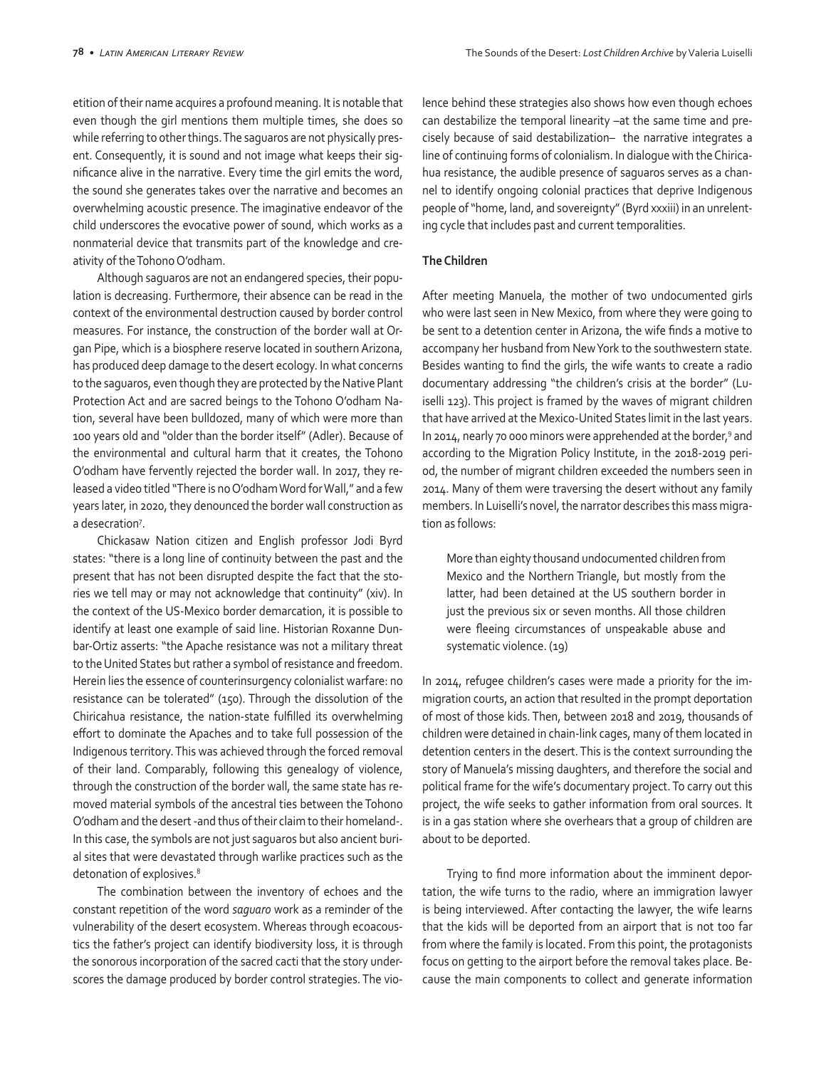etition of their name acquires a profound meaning. It is notable that even though the girl mentions them multiple times, she does so while referring to other things. The saguaros are not physically present. Consequently, it is sound and not image what keeps their significance alive in the narrative. Every time the girl emits the word, the sound she generates takes over the narrative and becomes an overwhelming acoustic presence. The imaginative endeavor of the child underscores the evocative power of sound, which works as a nonmaterial device that transmits part of the knowledge and creativity of the Tohono O'odham.

Although saguaros are not an endangered species, their population is decreasing. Furthermore, their absence can be read in the context of the environmental destruction caused by border control measures. For instance, the construction of the border wall at Organ Pipe, which is a biosphere reserve located in southern Arizona, has produced deep damage to the desert ecology. In what concerns to the saguaros, even though they are protected by the Native Plant Protection Act and are sacred beings to the Tohono O'odham Nation, several have been bulldozed, many of which were more than 100 years old and "older than the border itself" (Adler). Because of the environmental and cultural harm that it creates, the Tohono O'odham have fervently rejected the border wall. In 2017, they released a video titled "There is no O'odham Word for Wall," and a few years later, in 2020, they denounced the border wall construction as a desecration[7].

Chickasaw Nation citizen and English professor Jodi Byrd states: "there is a long line of continuity between the past and the present that has not been disrupted despite the fact that the stories we tell may or may not acknowledge that continuity" (xiv). In the context of the US-Mexico border demarcation, it is possible to identify at least one example of said line. Historian Roxanne Dunbar-Ortiz asserts: "the Apache resistance was not a military threat to the United States but rather a symbol of resistance and freedom. Herein lies the essence of counterinsurgency colonialist warfare: no resistance can be tolerated" (150). Through the dissolution of the Chiricahua resistance, the nation-state fulfilled its overwhelming effort to dominate the Apaches and to take full possession of the Indigenous territory. This was achieved through the forced removal of their land. Comparably, following this genealogy of violence, through the construction of the border wall, the same state has removed material symbols of the ancestral ties between the Tohono O'odham and the desert -and thus of their claim to their homeland-. In this case, the symbols are not just saguaros but also ancient burial sites that were devastated through warlike practices such as the detonation of explosives.[8]

The combination between the inventory of echoes and the constant repetition of the word *saguaro* work as a reminder of the vulnerability of the desert ecosystem. Whereas through ecoacoustics the father's project can identify biodiversity loss, it is through the sonorous incorporation of the sacred cacti that the story underscores the damage produced by border control strategies. The violence behind these strategies also shows how even though echoes can destabilize the temporal linearity –at the same time and precisely because of said destabilization– the narrative integrates a line of continuing forms of colonialism. In dialogue with the Chiricahua resistance, the audible presence of saguaros serves as a channel to identify ongoing colonial practices that deprive Indigenous people of "home, land, and sovereignty" (Byrd xxxiii) in an unrelenting cycle that includes past and current temporalities.

**The Children**

After meeting Manuela, the mother of two undocumented girls who were last seen in New Mexico, from where they were going to be sent to a detention center in Arizona, the wife finds a motive to accompany her husband from New York to the southwestern state. Besides wanting to find the girls, the wife wants to create a radio documentary addressing "the children's crisis at the border" (Luiselli 123). This project is framed by the waves of migrant children that have arrived at the Mexico-United States limit in the last years. In 2014, nearly 70 000 minors were apprehended at the border,[9] and according to the Migration Policy Institute, in the 2018-2019 period, the number of migrant children exceeded the numbers seen in 2014. Many of them were traversing the desert without any family members. In Luiselli's novel, the narrator describes this mass migration as follows:

> More than eighty thousand undocumented children from Mexico and the Northern Triangle, but mostly from the latter, had been detained at the US southern border in just the previous six or seven months. All those children were fleeing circumstances of unspeakable abuse and systematic violence. (19)

In 2014, refugee children's cases were made a priority for the immigration courts, an action that resulted in the prompt deportation of most of those kids. Then, between 2018 and 2019, thousands of children were detained in chain-link cages, many of them located in detention centers in the desert. This is the context surrounding the story of Manuela's missing daughters, and therefore the social and political frame for the wife's documentary project. To carry out this project, the wife seeks to gather information from oral sources. It is in a gas station where she overhears that a group of children are about to be deported.

Trying to find more information about the imminent deportation, the wife turns to the radio, where an immigration lawyer is being interviewed. After contacting the lawyer, the wife learns that the kids will be deported from an airport that is not too far from where the family is located. From this point, the protagonists focus on getting to the airport before the removal takes place. Because the main components to collect and generate information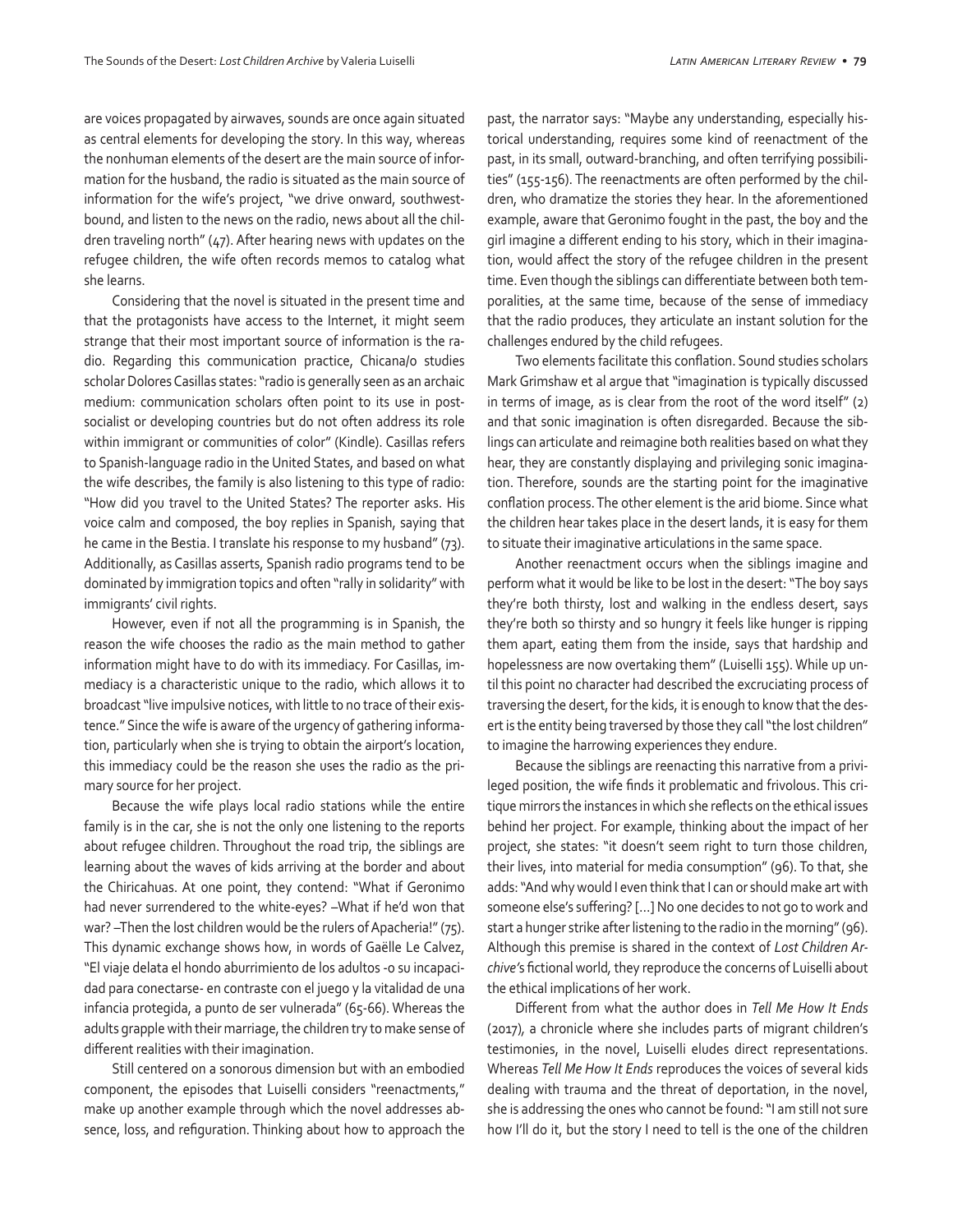are voices propagated by airwaves, sounds are once again situated as central elements for developing the story. In this way, whereas the nonhuman elements of the desert are the main source of information for the husband, the radio is situated as the main source of information for the wife's project, "we drive onward, southwestbound, and listen to the news on the radio, news about all the children traveling north" (47). After hearing news with updates on the refugee children, the wife often records memos to catalog what she learns.

Considering that the novel is situated in the present time and that the protagonists have access to the Internet, it might seem strange that their most important source of information is the radio. Regarding this communication practice, Chicana/o studies scholar Dolores Casillas states: "radio is generally seen as an archaic medium: communication scholars often point to its use in postsocialist or developing countries but do not often address its role within immigrant or communities of color" (Kindle). Casillas refers to Spanish-language radio in the United States, and based on what the wife describes, the family is also listening to this type of radio: "How did you travel to the United States? The reporter asks. His voice calm and composed, the boy replies in Spanish, saying that he came in the Bestia. I translate his response to my husband" (73). Additionally, as Casillas asserts, Spanish radio programs tend to be dominated by immigration topics and often "rally in solidarity" with immigrants' civil rights.

However, even if not all the programming is in Spanish, the reason the wife chooses the radio as the main method to gather information might have to do with its immediacy. For Casillas, immediacy is a characteristic unique to the radio, which allows it to broadcast "live impulsive notices, with little to no trace of their existence." Since the wife is aware of the urgency of gathering information, particularly when she is trying to obtain the airport's location, this immediacy could be the reason she uses the radio as the primary source for her project.

Because the wife plays local radio stations while the entire family is in the car, she is not the only one listening to the reports about refugee children. Throughout the road trip, the siblings are learning about the waves of kids arriving at the border and about the Chiricahuas. At one point, they contend: "What if Geronimo had never surrendered to the white-eyes? –What if he'd won that war? –Then the lost children would be the rulers of Apacheria!" (75). This dynamic exchange shows how, in words of Gaëlle Le Calvez, "El viaje delata el hondo aburrimiento de los adultos -o su incapacidad para conectarse- en contraste con el juego y la vitalidad de una infancia protegida, a punto de ser vulnerada" (65-66). Whereas the adults grapple with their marriage, the children try to make sense of different realities with their imagination.

Still centered on a sonorous dimension but with an embodied component, the episodes that Luiselli considers "reenactments," make up another example through which the novel addresses absence, loss, and refiguration. Thinking about how to approach the past, the narrator says: "Maybe any understanding, especially historical understanding, requires some kind of reenactment of the past, in its small, outward-branching, and often terrifying possibilities" (155-156). The reenactments are often performed by the children, who dramatize the stories they hear. In the aforementioned example, aware that Geronimo fought in the past, the boy and the girl imagine a different ending to his story, which in their imagination, would affect the story of the refugee children in the present time. Even though the siblings can differentiate between both temporalities, at the same time, because of the sense of immediacy that the radio produces, they articulate an instant solution for the challenges endured by the child refugees.

Two elements facilitate this conflation. Sound studies scholars Mark Grimshaw et al argue that "imagination is typically discussed in terms of image, as is clear from the root of the word itself" (2) and that sonic imagination is often disregarded. Because the siblings can articulate and reimagine both realities based on what they hear, they are constantly displaying and privileging sonic imagination. Therefore, sounds are the starting point for the imaginative conflation process. The other element is the arid biome. Since what the children hear takes place in the desert lands, it is easy for them to situate their imaginative articulations in the same space.

Another reenactment occurs when the siblings imagine and perform what it would be like to be lost in the desert: "The boy says they're both thirsty, lost and walking in the endless desert, says they're both so thirsty and so hungry it feels like hunger is ripping them apart, eating them from the inside, says that hardship and hopelessness are now overtaking them" (Luiselli 155). While up until this point no character had described the excruciating process of traversing the desert, for the kids, it is enough to know that the desert is the entity being traversed by those they call "the lost children" to imagine the harrowing experiences they endure.

Because the siblings are reenacting this narrative from a privileged position, the wife finds it problematic and frivolous. This critique mirrors the instances in which she reflects on the ethical issues behind her project. For example, thinking about the impact of her project, she states: "it doesn't seem right to turn those children, their lives, into material for media consumption" (96). To that, she adds: "And why would I even think that I can or should make art with someone else's suffering? [...] No one decides to not go to work and start a hunger strike after listening to the radio in the morning" (96). Although this premise is shared in the context of *Lost Children Archive*'s fictional world, they reproduce the concerns of Luiselli about the ethical implications of her work.

Different from what the author does in *Tell Me How It Ends* (2017), a chronicle where she includes parts of migrant children's testimonies, in the novel, Luiselli eludes direct representations. Whereas *Tell Me How It Ends* reproduces the voices of several kids dealing with trauma and the threat of deportation, in the novel, she is addressing the ones who cannot be found: "I am still not sure how I'll do it, but the story I need to tell is the one of the children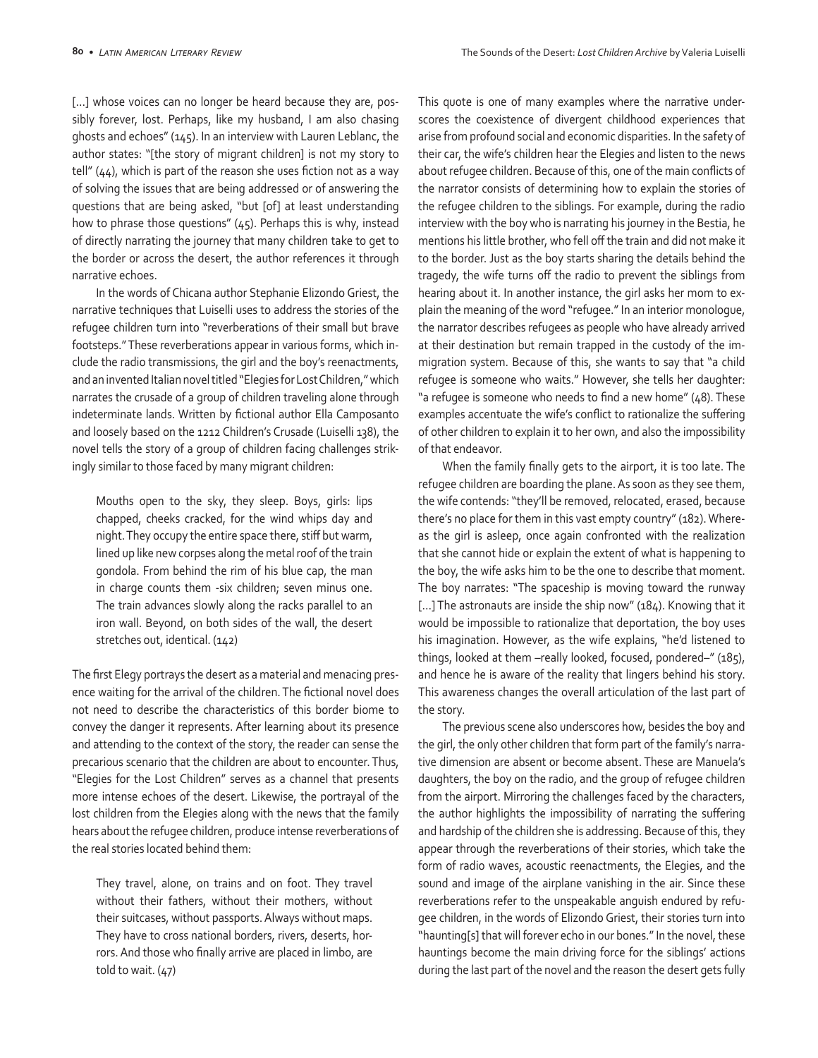[...] whose voices can no longer be heard because they are, possibly forever, lost. Perhaps, like my husband, I am also chasing ghosts and echoes" (145). In an interview with Lauren Leblanc, the author states: "[the story of migrant children] is not my story to tell" (44), which is part of the reason she uses fiction not as a way of solving the issues that are being addressed or of answering the questions that are being asked, "but [of] at least understanding how to phrase those questions" (45). Perhaps this is why, instead of directly narrating the journey that many children take to get to the border or across the desert, the author references it through narrative echoes.

In the words of Chicana author Stephanie Elizondo Griest, the narrative techniques that Luiselli uses to address the stories of the refugee children turn into "reverberations of their small but brave footsteps." These reverberations appear in various forms, which include the radio transmissions, the girl and the boy's reenactments, and an invented Italian novel titled "Elegies for Lost Children," which narrates the crusade of a group of children traveling alone through indeterminate lands. Written by fictional author Ella Camposanto and loosely based on the 1212 Children's Crusade (Luiselli 138), the novel tells the story of a group of children facing challenges strikingly similar to those faced by many migrant children:

> Mouths open to the sky, they sleep. Boys, girls: lips chapped, cheeks cracked, for the wind whips day and night. They occupy the entire space there, stiff but warm, lined up like new corpses along the metal roof of the train gondola. From behind the rim of his blue cap, the man in charge counts them -six children; seven minus one. The train advances slowly along the racks parallel to an iron wall. Beyond, on both sides of the wall, the desert stretches out, identical. (142)

The first Elegy portrays the desert as a material and menacing presence waiting for the arrival of the children. The fictional novel does not need to describe the characteristics of this border biome to convey the danger it represents. After learning about its presence and attending to the context of the story, the reader can sense the precarious scenario that the children are about to encounter. Thus, "Elegies for the Lost Children" serves as a channel that presents more intense echoes of the desert. Likewise, the portrayal of the lost children from the Elegies along with the news that the family hears about the refugee children, produce intense reverberations of the real stories located behind them:

> They travel, alone, on trains and on foot. They travel without their fathers, without their mothers, without their suitcases, without passports. Always without maps. They have to cross national borders, rivers, deserts, horrors. And those who finally arrive are placed in limbo, are told to wait. (47)

This quote is one of many examples where the narrative underscores the coexistence of divergent childhood experiences that arise from profound social and economic disparities. In the safety of their car, the wife's children hear the Elegies and listen to the news about refugee children. Because of this, one of the main conflicts of the narrator consists of determining how to explain the stories of the refugee children to the siblings. For example, during the radio interview with the boy who is narrating his journey in the Bestia, he mentions his little brother, who fell off the train and did not make it to the border. Just as the boy starts sharing the details behind the tragedy, the wife turns off the radio to prevent the siblings from hearing about it. In another instance, the girl asks her mom to explain the meaning of the word "refugee." In an interior monologue, the narrator describes refugees as people who have already arrived at their destination but remain trapped in the custody of the immigration system. Because of this, she wants to say that "a child refugee is someone who waits." However, she tells her daughter: "a refugee is someone who needs to find a new home" (48). These examples accentuate the wife's conflict to rationalize the suffering of other children to explain it to her own, and also the impossibility of that endeavor.

When the family finally gets to the airport, it is too late. The refugee children are boarding the plane. As soon as they see them, the wife contends: "they'll be removed, relocated, erased, because there's no place for them in this vast empty country" (182). Whereas the girl is asleep, once again confronted with the realization that she cannot hide or explain the extent of what is happening to the boy, the wife asks him to be the one to describe that moment. The boy narrates: "The spaceship is moving toward the runway [...] The astronauts are inside the ship now" (184). Knowing that it would be impossible to rationalize that deportation, the boy uses his imagination. However, as the wife explains, "he'd listened to things, looked at them –really looked, focused, pondered–" (185), and hence he is aware of the reality that lingers behind his story. This awareness changes the overall articulation of the last part of the story.

The previous scene also underscores how, besides the boy and the girl, the only other children that form part of the family's narrative dimension are absent or become absent. These are Manuela's daughters, the boy on the radio, and the group of refugee children from the airport. Mirroring the challenges faced by the characters, the author highlights the impossibility of narrating the suffering and hardship of the children she is addressing. Because of this, they appear through the reverberations of their stories, which take the form of radio waves, acoustic reenactments, the Elegies, and the sound and image of the airplane vanishing in the air. Since these reverberations refer to the unspeakable anguish endured by refugee children, in the words of Elizondo Griest, their stories turn into "haunting[s] that will forever echo in our bones." In the novel, these hauntings become the main driving force for the siblings' actions during the last part of the novel and the reason the desert gets fully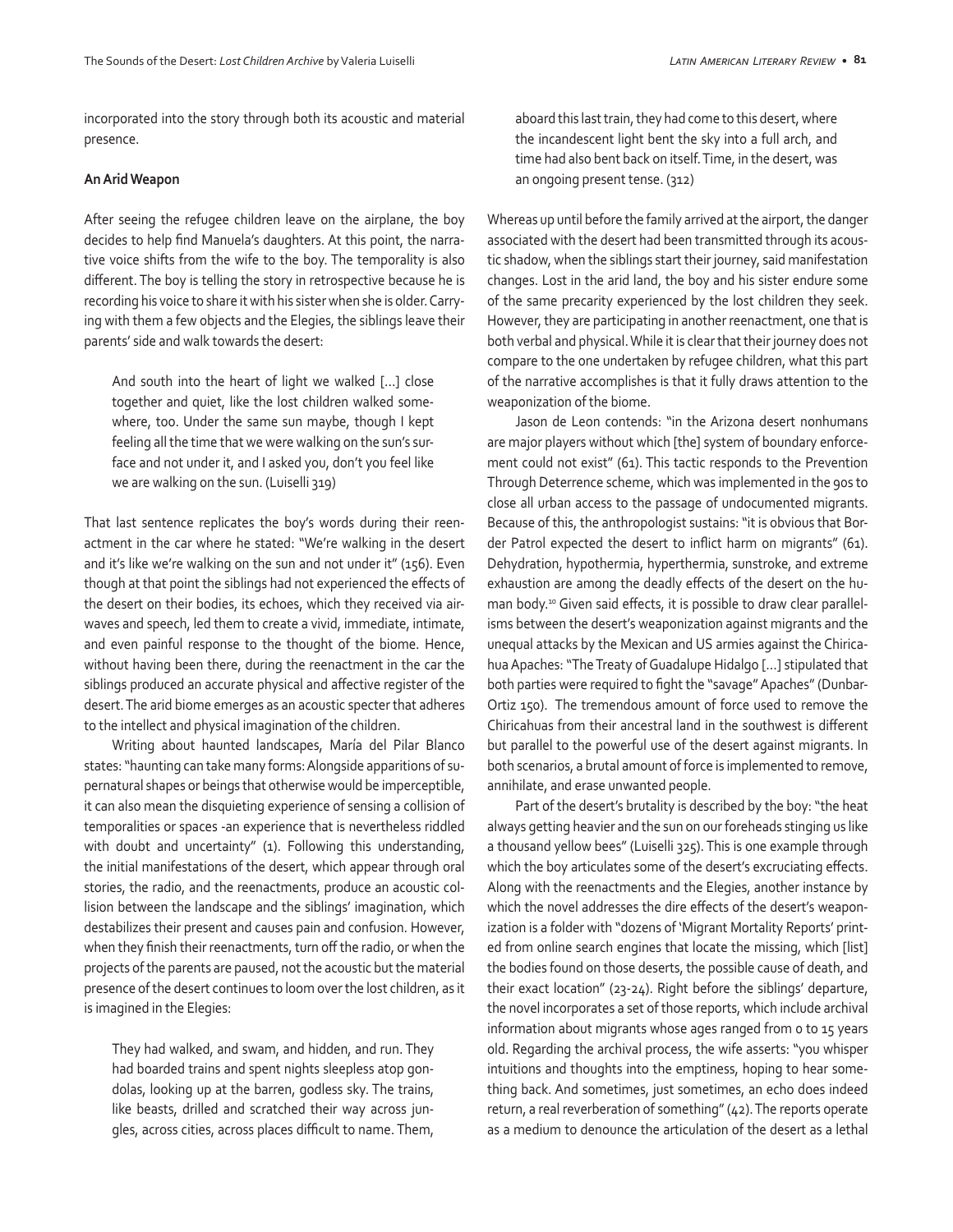incorporated into the story through both its acoustic and material presence.

**An Arid Weapon**

After seeing the refugee children leave on the airplane, the boy decides to help find Manuela's daughters. At this point, the narrative voice shifts from the wife to the boy. The temporality is also different. The boy is telling the story in retrospective because he is recording his voice to share it with his sister when she is older. Carrying with them a few objects and the Elegies, the siblings leave their parents' side and walk towards the desert:

> And south into the heart of light we walked [...] close together and quiet, like the lost children walked somewhere, too. Under the same sun maybe, though I kept feeling all the time that we were walking on the sun's surface and not under it, and I asked you, don't you feel like we are walking on the sun. (Luiselli 319)

That last sentence replicates the boy's words during their reenactment in the car where he stated: "We're walking in the desert and it's like we're walking on the sun and not under it" (156). Even though at that point the siblings had not experienced the effects of the desert on their bodies, its echoes, which they received via airwaves and speech, led them to create a vivid, immediate, intimate, and even painful response to the thought of the biome. Hence, without having been there, during the reenactment in the car the siblings produced an accurate physical and affective register of the desert. The arid biome emerges as an acoustic specter that adheres to the intellect and physical imagination of the children.

Writing about haunted landscapes, María del Pilar Blanco states: "haunting can take many forms: Alongside apparitions of supernatural shapes or beings that otherwise would be imperceptible, it can also mean the disquieting experience of sensing a collision of temporalities or spaces -an experience that is nevertheless riddled with doubt and uncertainty" (1). Following this understanding, the initial manifestations of the desert, which appear through oral stories, the radio, and the reenactments, produce an acoustic collision between the landscape and the siblings' imagination, which destabilizes their present and causes pain and confusion. However, when they finish their reenactments, turn off the radio, or when the projects of the parents are paused, not the acoustic but the material presence of the desert continues to loom over the lost children, as it is imagined in the Elegies:

> They had walked, and swam, and hidden, and run. They had boarded trains and spent nights sleepless atop gondolas, looking up at the barren, godless sky. The trains, like beasts, drilled and scratched their way across jungles, across cities, across places difficult to name. Them, aboard this last train, they had come to this desert, where the incandescent light bent the sky into a full arch, and time had also bent back on itself. Time, in the desert, was an ongoing present tense. (312)

Whereas up until before the family arrived at the airport, the danger associated with the desert had been transmitted through its acoustic shadow, when the siblings start their journey, said manifestation changes. Lost in the arid land, the boy and his sister endure some of the same precarity experienced by the lost children they seek. However, they are participating in another reenactment, one that is both verbal and physical. While it is clear that their journey does not compare to the one undertaken by refugee children, what this part of the narrative accomplishes is that it fully draws attention to the weaponization of the biome.

Jason de Leon contends: "in the Arizona desert nonhumans are major players without which [the] system of boundary enforcement could not exist" (61). This tactic responds to the Prevention Through Deterrence scheme, which was implemented in the 90s to close all urban access to the passage of undocumented migrants. Because of this, the anthropologist sustains: "it is obvious that Border Patrol expected the desert to inflict harm on migrants" (61). Dehydration, hypothermia, hyperthermia, sunstroke, and extreme exhaustion are among the deadly effects of the desert on the human body.[10] Given said effects, it is possible to draw clear parallelisms between the desert's weaponization against migrants and the unequal attacks by the Mexican and US armies against the Chiricahua Apaches: "The Treaty of Guadalupe Hidalgo [...] stipulated that both parties were required to fight the "savage" Apaches" (Dunbar-Ortiz 150). The tremendous amount of force used to remove the Chiricahuas from their ancestral land in the southwest is different but parallel to the powerful use of the desert against migrants. In both scenarios, a brutal amount of force is implemented to remove, annihilate, and erase unwanted people.

Part of the desert's brutality is described by the boy: "the heat always getting heavier and the sun on our foreheads stinging us like a thousand yellow bees" (Luiselli 325). This is one example through which the boy articulates some of the desert's excruciating effects. Along with the reenactments and the Elegies, another instance by which the novel addresses the dire effects of the desert's weaponization is a folder with "dozens of 'Migrant Mortality Reports' printed from online search engines that locate the missing, which [list] the bodies found on those deserts, the possible cause of death, and their exact location" (23-24). Right before the siblings' departure, the novel incorporates a set of those reports, which include archival information about migrants whose ages ranged from 0 to 15 years old. Regarding the archival process, the wife asserts: "you whisper intuitions and thoughts into the emptiness, hoping to hear something back. And sometimes, just sometimes, an echo does indeed return, a real reverberation of something" (42). The reports operate as a medium to denounce the articulation of the desert as a lethal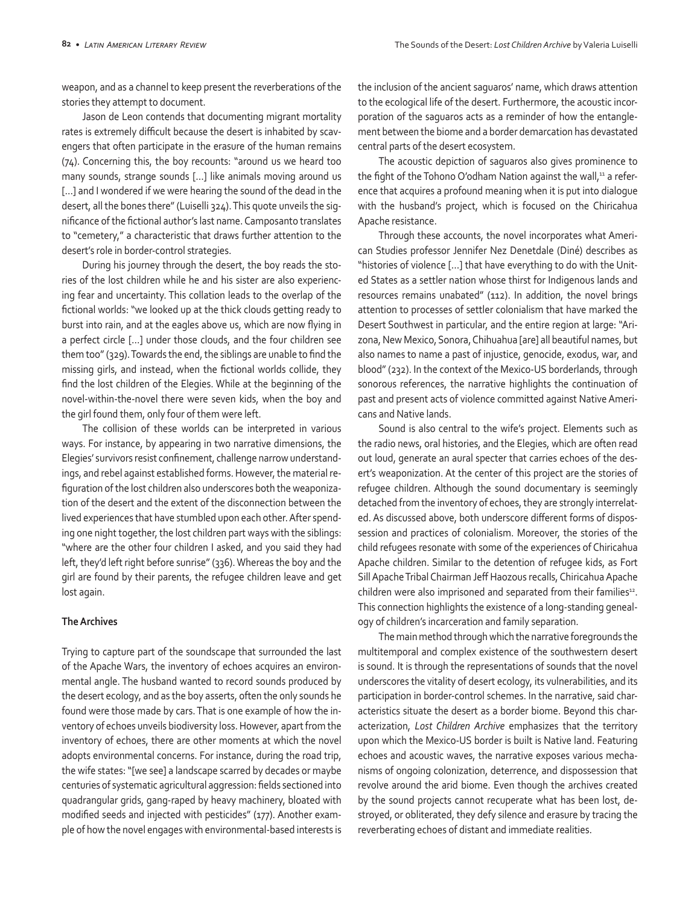weapon, and as a channel to keep present the reverberations of the stories they attempt to document.

Jason de Leon contends that documenting migrant mortality rates is extremely difficult because the desert is inhabited by scavengers that often participate in the erasure of the human remains (74). Concerning this, the boy recounts: "around us we heard too many sounds, strange sounds [...] like animals moving around us [...] and I wondered if we were hearing the sound of the dead in the desert, all the bones there" (Luiselli 324). This quote unveils the significance of the fictional author's last name. Camposanto translates to "cemetery," a characteristic that draws further attention to the desert's role in border-control strategies.

During his journey through the desert, the boy reads the stories of the lost children while he and his sister are also experiencing fear and uncertainty. This collation leads to the overlap of the fictional worlds: "we looked up at the thick clouds getting ready to burst into rain, and at the eagles above us, which are now flying in a perfect circle [...] under those clouds, and the four children see them too" (329). Towards the end, the siblings are unable to find the missing girls, and instead, when the fictional worlds collide, they find the lost children of the Elegies. While at the beginning of the novel-within-the-novel there were seven kids, when the boy and the girl found them, only four of them were left.

The collision of these worlds can be interpreted in various ways. For instance, by appearing in two narrative dimensions, the Elegies' survivors resist confinement, challenge narrow understandings, and rebel against established forms. However, the material refiguration of the lost children also underscores both the weaponization of the desert and the extent of the disconnection between the lived experiences that have stumbled upon each other. After spending one night together, the lost children part ways with the siblings: "where are the other four children I asked, and you said they had left, they'd left right before sunrise" (336). Whereas the boy and the girl are found by their parents, the refugee children leave and get lost again.

**The Archives**

Trying to capture part of the soundscape that surrounded the last of the Apache Wars, the inventory of echoes acquires an environmental angle. The husband wanted to record sounds produced by the desert ecology, and as the boy asserts, often the only sounds he found were those made by cars. That is one example of how the inventory of echoes unveils biodiversity loss. However, apart from the inventory of echoes, there are other moments at which the novel adopts environmental concerns. For instance, during the road trip, the wife states: "[we see] a landscape scarred by decades or maybe centuries of systematic agricultural aggression: fields sectioned into quadrangular grids, gang-raped by heavy machinery, bloated with modified seeds and injected with pesticides" (177). Another example of how the novel engages with environmental-based interests is the inclusion of the ancient saguaros' name, which draws attention to the ecological life of the desert. Furthermore, the acoustic incorporation of the saguaros acts as a reminder of how the entanglement between the biome and a border demarcation has devastated central parts of the desert ecosystem.

The acoustic depiction of saguaros also gives prominence to the fight of the Tohono O'odham Nation against the wall,[11] a reference that acquires a profound meaning when it is put into dialogue with the husband's project, which is focused on the Chiricahua Apache resistance.

Through these accounts, the novel incorporates what American Studies professor Jennifer Nez Denetdale (Diné) describes as "histories of violence [...] that have everything to do with the United States as a settler nation whose thirst for Indigenous lands and resources remains unabated" (112). In addition, the novel brings attention to processes of settler colonialism that have marked the Desert Southwest in particular, and the entire region at large: "Arizona, New Mexico, Sonora, Chihuahua [are] all beautiful names, but also names to name a past of injustice, genocide, exodus, war, and blood" (232). In the context of the Mexico-US borderlands, through sonorous references, the narrative highlights the continuation of past and present acts of violence committed against Native Americans and Native lands.

Sound is also central to the wife's project. Elements such as the radio news, oral histories, and the Elegies, which are often read out loud, generate an aural specter that carries echoes of the desert's weaponization. At the center of this project are the stories of refugee children. Although the sound documentary is seemingly detached from the inventory of echoes, they are strongly interrelated. As discussed above, both underscore different forms of dispossession and practices of colonialism. Moreover, the stories of the child refugees resonate with some of the experiences of Chiricahua Apache children. Similar to the detention of refugee kids, as Fort Sill Apache Tribal Chairman Jeff Haozous recalls, Chiricahua Apache children were also imprisoned and separated from their families[12]. This connection highlights the existence of a long-standing genealogy of children's incarceration and family separation.

The main method through which the narrative foregrounds the multitemporal and complex existence of the southwestern desert is sound. It is through the representations of sounds that the novel underscores the vitality of desert ecology, its vulnerabilities, and its participation in border-control schemes. In the narrative, said characteristics situate the desert as a border biome. Beyond this characterization, *Lost Children Archive* emphasizes that the territory upon which the Mexico-US border is built is Native land. Featuring echoes and acoustic waves, the narrative exposes various mechanisms of ongoing colonization, deterrence, and dispossession that revolve around the arid biome. Even though the archives created by the sound projects cannot recuperate what has been lost, destroyed, or obliterated, they defy silence and erasure by tracing the reverberating echoes of distant and immediate realities.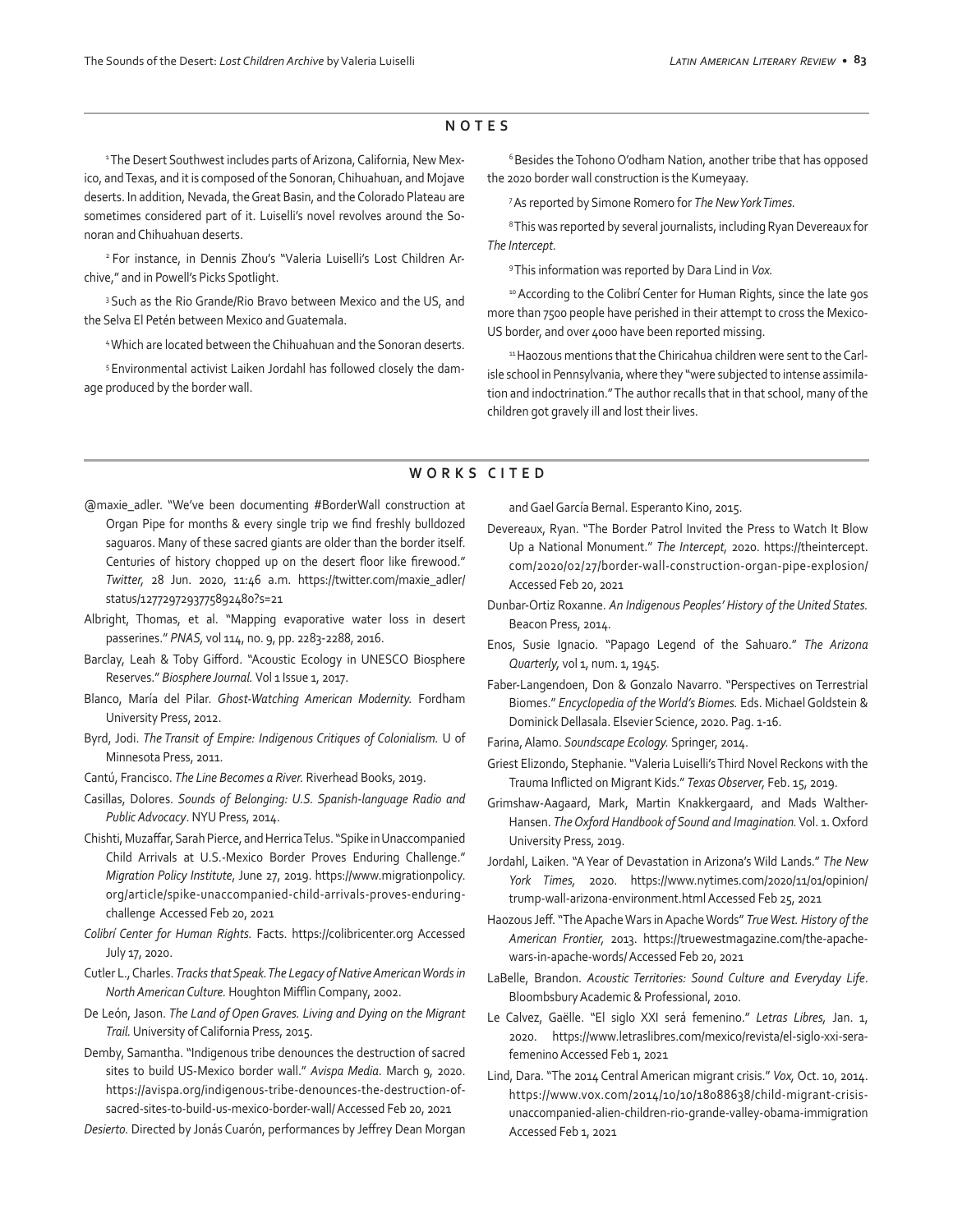## NOTES

[1] The Desert Southwest includes parts of Arizona, California, New Mexico, and Texas, and it is composed of the Sonoran, Chihuahuan, and Mojave deserts. In addition, Nevada, the Great Basin, and the Colorado Plateau are sometimes considered part of it. Luiselli's novel revolves around the Sonoran and Chihuahuan deserts.

[2] For instance, in Dennis Zhou's "Valeria Luiselli's Lost Children Archive," and in Powell's Picks Spotlight.

[3] Such as the Rio Grande/Rio Bravo between Mexico and the US, and the Selva El Petén between Mexico and Guatemala.

[4] Which are located between the Chihuahuan and the Sonoran deserts.

[5] Environmental activist Laiken Jordahl has followed closely the damage produced by the border wall.

[6] Besides the Tohono O'odham Nation, another tribe that has opposed the 2020 border wall construction is the Kumeyaay.

[7] As reported by Simone Romero for *The New York Times.*

[8] This was reported by several journalists, including Ryan Devereaux for *The Intercept.*

[9] This information was reported by Dara Lind in *Vox.*

[10] According to the Colibrí Center for Human Rights, since the late 90s more than 7500 people have perished in their attempt to cross the Mexico-US border, and over 4000 have been reported missing.

[11] Haozous mentions that the Chiricahua children were sent to the Carlisle school in Pennsylvania, where they "were subjected to intense assimilation and indoctrination." The author recalls that in that school, many of the children got gravely ill and lost their lives.

## WORKS CITED

@maxie_adler. "We've been documenting #BorderWall construction at Organ Pipe for months & every single trip we find freshly bulldozed saguaros. Many of these sacred giants are older than the border itself. Centuries of history chopped up on the desert floor like firewood." *Twitter,* 28 Jun. 2020, 11:46 a.m. https://twitter.com/maxie_adler/status/1277297293775892480?s=21

Albright, Thomas, et al. "Mapping evaporative water loss in desert passerines." *PNAS,* vol 114, no. 9, pp. 2283-2288, 2016.

Barclay, Leah & Toby Gifford. "Acoustic Ecology in UNESCO Biosphere Reserves." *Biosphere Journal.* Vol 1 Issue 1, 2017.

Blanco, María del Pilar. *Ghost-Watching American Modernity.* Fordham University Press, 2012.

Byrd, Jodi. *The Transit of Empire: Indigenous Critiques of Colonialism.* U of Minnesota Press, 2011.

Cantú, Francisco. *The Line Becomes a River.* Riverhead Books, 2019.

Casillas, Dolores. *Sounds of Belonging: U.S. Spanish-language Radio and Public Advocacy*. NYU Press, 2014.

Chishti, Muzaffar, Sarah Pierce, and Herrica Telus. "Spike in Unaccompanied Child Arrivals at U.S.-Mexico Border Proves Enduring Challenge." *Migration Policy Institute*, June 27, 2019. https://www.migrationpolicy.org/article/spike-unaccompanied-child-arrivals-proves-enduring-challenge Accessed Feb 20, 2021

*Colibrí Center for Human Rights.* Facts. https://colibricenter.org Accessed July 17, 2020.

Cutler L., Charles. *Tracks that Speak. The Legacy of Native American Words in North American Culture.* Houghton Mifflin Company, 2002.

De León, Jason. *The Land of Open Graves. Living and Dying on the Migrant Trail.* University of California Press, 2015.

Demby, Samantha. "Indigenous tribe denounces the destruction of sacred sites to build US-Mexico border wall." *Avispa Media.* March 9, 2020. https://avispa.org/indigenous-tribe-denounces-the-destruction-of-sacred-sites-to-build-us-mexico-border-wall/ Accessed Feb 20, 2021

*Desierto.* Directed by Jonás Cuarón, performances by Jeffrey Dean Morgan and Gael García Bernal. Esperanto Kino, 2015.

Devereaux, Ryan. "The Border Patrol Invited the Press to Watch It Blow Up a National Monument." *The Intercept,* 2020. https://theintercept.com/2020/02/27/border-wall-construction-organ-pipe-explosion/ Accessed Feb 20, 2021

Dunbar-Ortiz Roxanne. *An Indigenous Peoples' History of the United States.* Beacon Press, 2014.

Enos, Susie Ignacio. "Papago Legend of the Sahuaro." *The Arizona Quarterly,* vol 1, num. 1, 1945.

Faber-Langendoen, Don & Gonzalo Navarro. "Perspectives on Terrestrial Biomes." *Encyclopedia of the World's Biomes.* Eds. Michael Goldstein & Dominick Dellasala. Elsevier Science, 2020. Pag. 1-16.

Farina, Alamo. *Soundscape Ecology.* Springer, 2014.

Griest Elizondo, Stephanie. "Valeria Luiselli's Third Novel Reckons with the Trauma Inflicted on Migrant Kids." *Texas Observer,* Feb. 15, 2019.

Grimshaw-Aagaard, Mark, Martin Knakkergaard, and Mads Walther-Hansen. *The Oxford Handbook of Sound and Imagination.* Vol. 1. Oxford University Press, 2019.

Jordahl, Laiken. "A Year of Devastation in Arizona's Wild Lands." *The New York Times,* 2020. https://www.nytimes.com/2020/11/01/opinion/trump-wall-arizona-environment.html Accessed Feb 25, 2021

Haozous Jeff. "The Apache Wars in Apache Words" *True West. History of the American Frontier,* 2013. https://truewestmagazine.com/the-apache-wars-in-apache-words/ Accessed Feb 20, 2021

LaBelle, Brandon. *Acoustic Territories: Sound Culture and Everyday Life*. Bloomsbury Academic & Professional, 2010.

Le Calvez, Gaëlle. "El siglo XXI será femenino." *Letras Libres,* Jan. 1, 2020. https://www.letraslibres.com/mexico/revista/el-siglo-xxi-sera-femenino Accessed Feb 1, 2021

Lind, Dara. "The 2014 Central American migrant crisis." *Vox,* Oct. 10, 2014. https://www.vox.com/2014/10/10/18088638/child-migrant-crisis-unaccompanied-alien-children-rio-grande-valley-obama-immigration Accessed Feb 1, 2021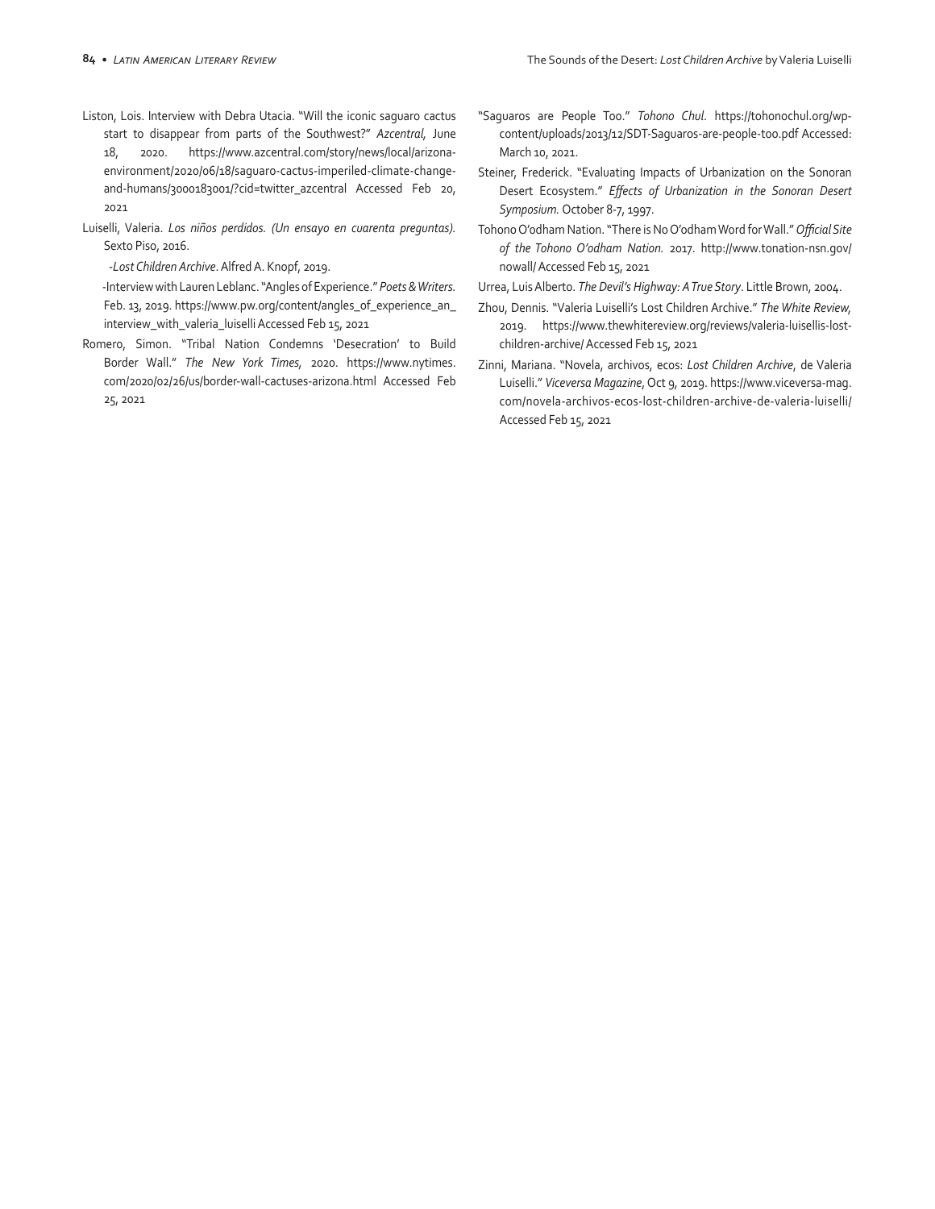Liston, Lois. Interview with Debra Utacia. "Will the iconic saguaro cactus start to disappear from parts of the Southwest?" *Azcentral,* June 18, 2020. https://www.azcentral.com/story/news/local/arizona-environment/2020/06/18/saguaro-cactus-imperiled-climate-change-and-humans/3000183001/?cid=twitter_azcentral Accessed Feb 20, 2021

Luiselli, Valeria. *Los niños perdidos. (Un ensayo en cuarenta preguntas).* Sexto Piso, 2016.

-*Lost Children Archive*. Alfred A. Knopf, 2019.

-Interview with Lauren Leblanc. "Angles of Experience." *Poets & Writers.* Feb. 13, 2019. https://www.pw.org/content/angles_of_experience_an_interview_with_valeria_luiselli Accessed Feb 15, 2021

Romero, Simon. "Tribal Nation Condemns 'Desecration' to Build Border Wall." *The New York Times,* 2020. https://www.nytimes.com/2020/02/26/us/border-wall-cactuses-arizona.html Accessed Feb 25, 2021

"Saguaros are People Too." *Tohono Chul*. https://tohonochul.org/wp-content/uploads/2013/12/SDT-Saguaros-are-people-too.pdf Accessed: March 10, 2021.

Steiner, Frederick. "Evaluating Impacts of Urbanization on the Sonoran Desert Ecosystem." *Effects of Urbanization in the Sonoran Desert Symposium.* October 8-7, 1997.

Tohono O'odham Nation. "There is No O'odham Word for Wall." *Official Site of the Tohono O'odham Nation.* 2017. http://www.tonation-nsn.gov/nowall/ Accessed Feb 15, 2021

Urrea, Luis Alberto. *The Devil's Highway: A True Story*. Little Brown, 2004.

Zhou, Dennis. "Valeria Luiselli's Lost Children Archive." *The White Review,* 2019. https://www.thewhitereview.org/reviews/valeria-luisellis-lost-children-archive/ Accessed Feb 15, 2021

Zinni, Mariana. "Novela, archivos, ecos: *Lost Children Archive*, de Valeria Luiselli." *Viceversa Magazine*, Oct 9, 2019. https://www.viceversa-mag.com/novela-archivos-ecos-lost-children-archive-de-valeria-luiselli/ Accessed Feb 15, 2021